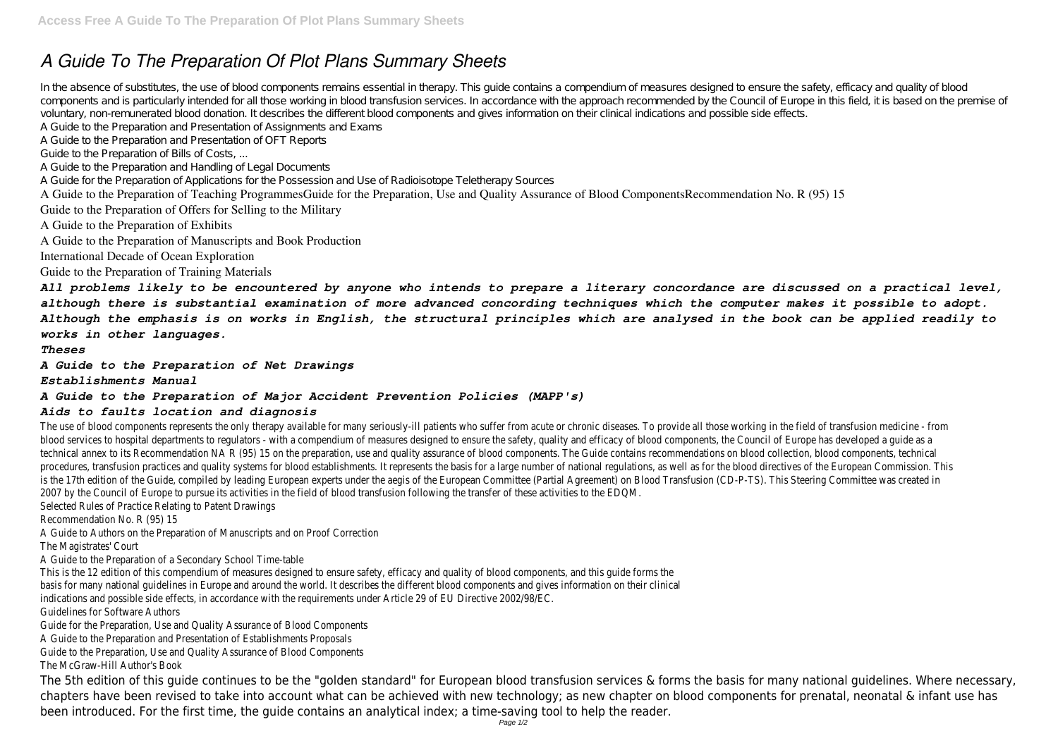# A Guide To The Preparation Of Plot Plans Summary Sheets

In the absence of substitutes, the use of blood components remains essential in therapy. This guide contains a compendium of measures designed to ensure the safety, efficacy and quality of blood components and is particularly intended for all those working in blood transfusion services. In accordance with the approach recommended by the Council of Europe in this field, it is based on the premise of voluntary, non-remunerated blood donation. It describes the different blood components and gives information on their clinical indications and possible side effects.

A Guide to the Preparation and Presentation of Assignments and Exams

A Guide to the Preparation and Presentation of OFT Reports

Guide to the Preparation of Bills of Costs, ...

A Guide to the Preparation and Handling of Legal Documents

A Guide for the Preparation of Applications for the Possession and Use of Radioisotope Teletherapy Sources

A Guide to the Preparation of Teaching ProgrammesGuide for the Preparation, Use and Quality Assurance of Blood ComponentsRecommendation No. R (95) 15

Guide to the Preparation of Offers for Selling to the Military

A Guide to the Preparation of Exhibits

A Guide to the Preparation of Manuscripts and Book Production

International Decade of Ocean Exploration

Guide to the Preparation of Training Materials

***All problems likely to be encountered by anyone who intends to prepare a literary concordance are discussed on a practical level, although there is substantial examination of more advanced concording techniques which the computer makes it possible to adopt. Although the emphasis is on works in English, the structural principles which are analysed in the book can be applied readily to works in other languages.***

***Theses***

***A Guide to the Preparation of Net Drawings***

***Establishments Manual***

***A Guide to the Preparation of Major Accident Prevention Policies (MAPP's)***

***Aids to faults location and diagnosis***

The use of blood components represents the only therapy available for many seriously-ill patients who suffer from acute or chronic diseases. To provide all those working in the field of transfusion medicine - from blood services to hospital departments to regulators - with a compendium of measures designed to ensure the safety, quality and efficacy of blood components, the Council of Europe has developed a guide as a technical annex to its Recommendation NA R (95) 15 on the preparation, use and quality assurance of blood components. The Guide contains recommendations on blood collection, blood components, technical procedures, transfusion practices and quality systems for blood establishments. It represents the basis for a large number of national regulations, as well as for the blood directives of the European Commission. This is the 17th edition of the Guide, compiled by leading European experts under the aegis of the European Committee (Partial Agreement) on Blood Transfusion (CD-P-TS). This Steering Committee was created in 2007 by the Council of Europe to pursue its activities in the field of blood transfusion following the transfer of these activities to the EDQM.

Selected Rules of Practice Relating to Patent Drawings

Recommendation No. R (95) 15

A Guide to Authors on the Preparation of Manuscripts and on Proof Correction

The Magistrates' Court

A Guide to the Preparation of a Secondary School Time-table

This is the 12 edition of this compendium of measures designed to ensure safety, efficacy and quality of blood components, and this guide forms the basis for many national guidelines in Europe and around the world. It describes the different blood components and gives information on their clinical indications and possible side effects, in accordance with the requirements under Article 29 of EU Directive 2002/98/EC.

Guidelines for Software Authors

Guide for the Preparation, Use and Quality Assurance of Blood Components

A Guide to the Preparation and Presentation of Establishments Proposals

Guide to the Preparation, Use and Quality Assurance of Blood Components

The McGraw-Hill Author's Book

The 5th edition of this guide continues to be the "golden standard" for European blood transfusion services & forms the basis for many national guidelines. Where necessary, chapters have been revised to take into account what can be achieved with new technology; as new chapter on blood components for prenatal, neonatal & infant use has been introduced. For the first time, the guide contains an analytical index; a time-saving tool to help the reader.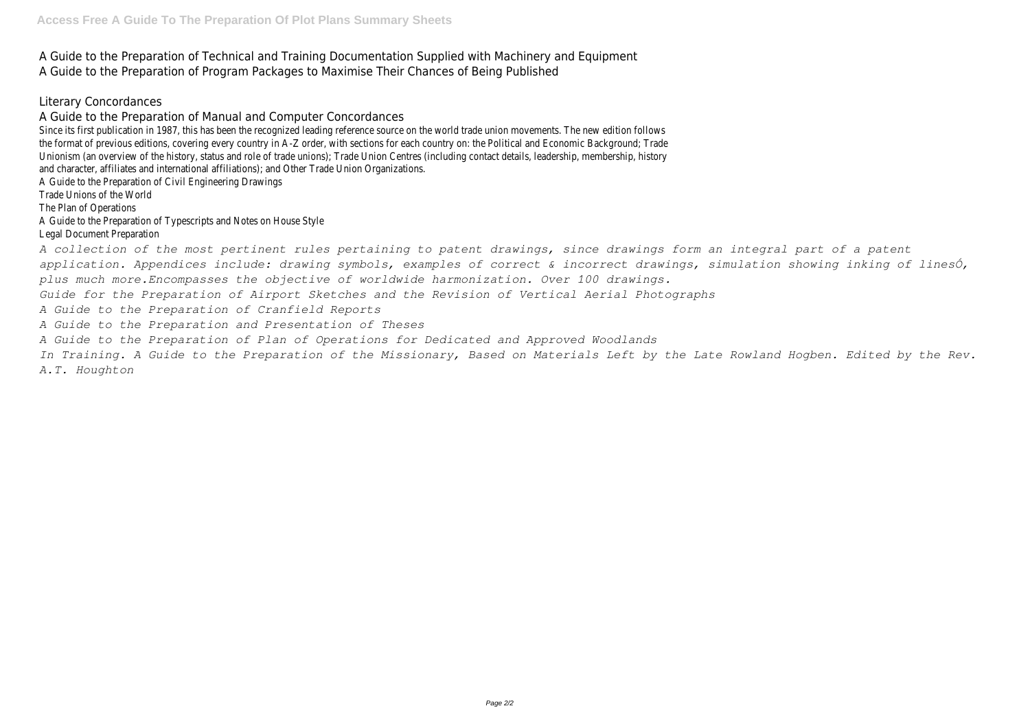A Guide to the Preparation of Technical and Training Documentation Supplied with Machinery and Equipment
A Guide to the Preparation of Program Packages to Maximise Their Chances of Being Published

Literary Concordances

A Guide to the Preparation of Manual and Computer Concordances

Since its first publication in 1987, this has been the recognized leading reference source on the world trade union movements. The new edition follows the format of previous editions, covering every country in A-Z order, with sections for each country on: the Political and Economic Background; Trade Unionism (an overview of the history, status and role of trade unions); Trade Union Centres (including contact details, leadership, membership, history and character, affiliates and international affiliations); and Other Trade Union Organizations.

A Guide to the Preparation of Civil Engineering Drawings
Trade Unions of the World
The Plan of Operations
A Guide to the Preparation of Typescripts and Notes on House Style
Legal Document Preparation

*A collection of the most pertinent rules pertaining to patent drawings, since drawings form an integral part of a patent application. Appendices include: drawing symbols, examples of correct & incorrect drawings, simulation showing inking of linesÓ, plus much more.Encompasses the objective of worldwide harmonization. Over 100 drawings.*

*Guide for the Preparation of Airport Sketches and the Revision of Vertical Aerial Photographs*

*A Guide to the Preparation of Cranfield Reports*

*A Guide to the Preparation and Presentation of Theses*

*A Guide to the Preparation of Plan of Operations for Dedicated and Approved Woodlands*

*In Training. A Guide to the Preparation of the Missionary, Based on Materials Left by the Late Rowland Hogben. Edited by the Rev. A.T. Houghton*